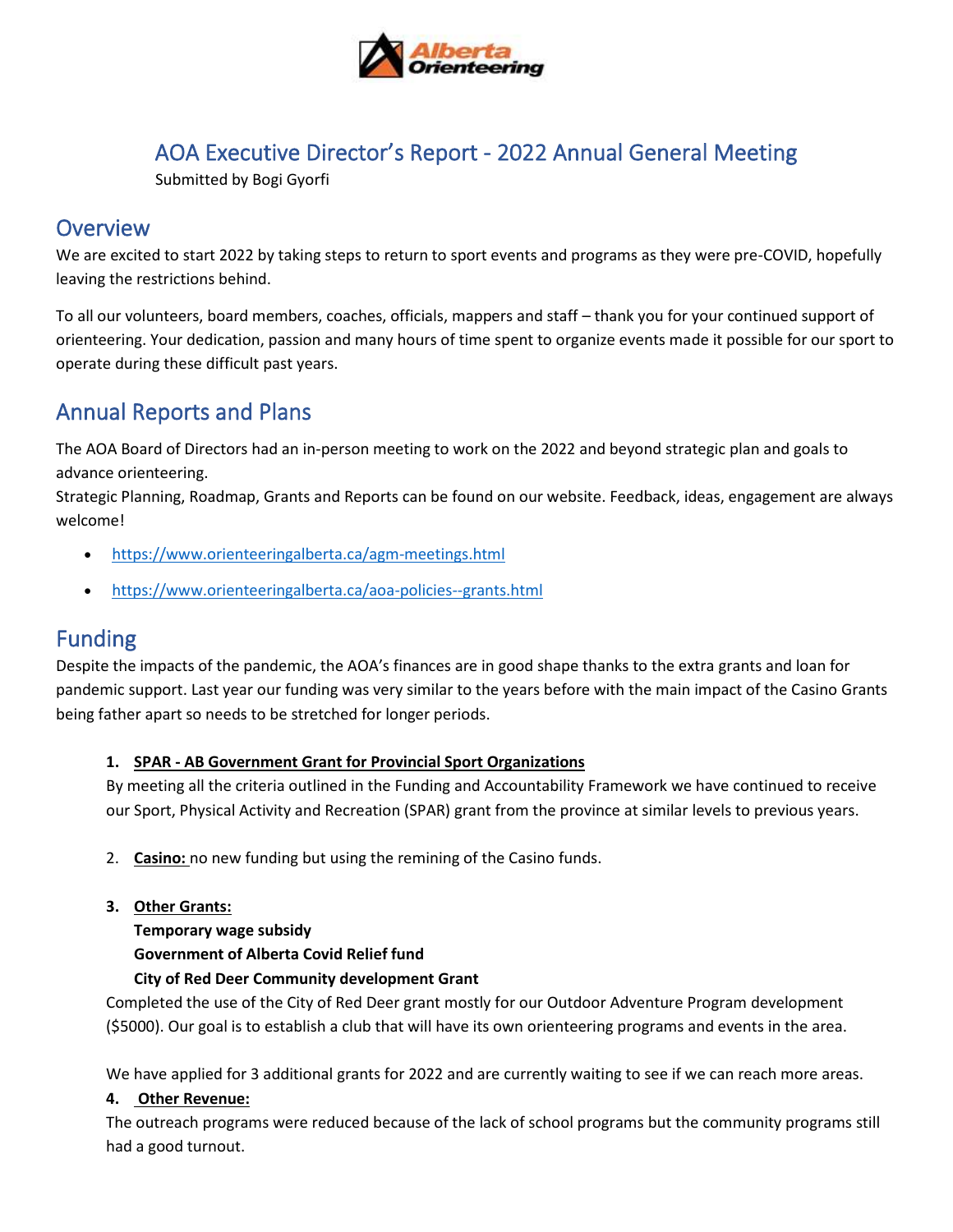# AOA Executive Director's Report - 2022 Annual General Meeting

Submitted by Bogi Gyorfi

## Overview

We are excited to start 2022 by taking steps to return to sport events and programs as they were pre-COVID, hopefully leaving the restrictions behind.

To all our volunteers, board members, coaches, officials, mappers and staff – thank you for your continued support of orienteering. Your dedication, passion and many hours of time spent to organize events made it possible for our sport to operate during these difficult past years.

## Annual Reports and Plans

The AOA Board of Directors had an in-person meeting to work on the 2022 and beyond strategic plan and goals to advance orienteering.
Strategic Planning, Roadmap, Grants and Reports can be found on our website. Feedback, ideas, engagement are always welcome!

- https://www.orienteeringalberta.ca/agm-meetings.html
- https://www.orienteeringalberta.ca/aoa-policies--grants.html

## Funding

Despite the impacts of the pandemic, the AOA's finances are in good shape thanks to the extra grants and loan for pandemic support. Last year our funding was very similar to the years before with the main impact of the Casino Grants being father apart so needs to be stretched for longer periods.

1. **SPAR - AB Government Grant for Provincial Sport Organizations**
   By meeting all the criteria outlined in the Funding and Accountability Framework we have continued to receive our Sport, Physical Activity and Recreation (SPAR) grant from the province at similar levels to previous years.

2. **Casino:** no new funding but using the remining of the Casino funds.

3. **Other Grants:**
   **Temporary wage subsidy**
   **Government of Alberta Covid Relief fund**
   **City of Red Deer Community development Grant**
   Completed the use of the City of Red Deer grant mostly for our Outdoor Adventure Program development ($5000). Our goal is to establish a club that will have its own orienteering programs and events in the area.

   We have applied for 3 additional grants for 2022 and are currently waiting to see if we can reach more areas.

4. **Other Revenue:**
   The outreach programs were reduced because of the lack of school programs but the community programs still had a good turnout.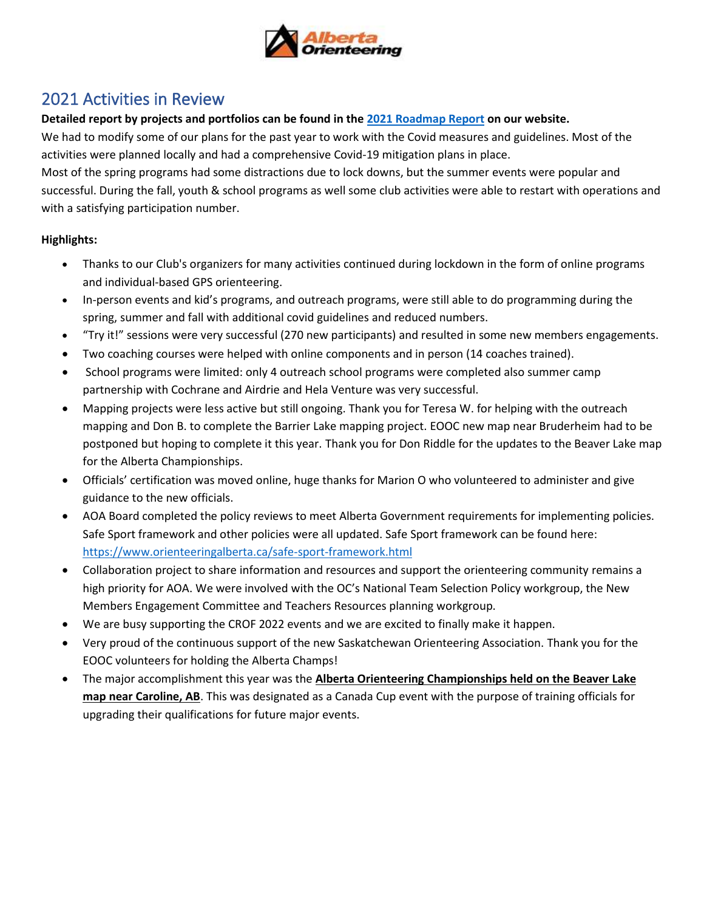## 2021 Activities in Review

**Detailed report by projects and portfolios can be found in the [2021 Roadmap Report](2021 Roadmap Report) on our website.**

We had to modify some of our plans for the past year to work with the Covid measures and guidelines. Most of the activities were planned locally and had a comprehensive Covid-19 mitigation plans in place.

Most of the spring programs had some distractions due to lock downs, but the summer events were popular and successful. During the fall, youth & school programs as well some club activities were able to restart with operations and with a satisfying participation number.

**Highlights:**

- Thanks to our Club's organizers for many activities continued during lockdown in the form of online programs and individual-based GPS orienteering.
- In-person events and kid's programs, and outreach programs, were still able to do programming during the spring, summer and fall with additional covid guidelines and reduced numbers.
- "Try it!" sessions were very successful (270 new participants) and resulted in some new members engagements.
- Two coaching courses were helped with online components and in person (14 coaches trained).
- School programs were limited: only 4 outreach school programs were completed also summer camp partnership with Cochrane and Airdrie and Hela Venture was very successful.
- Mapping projects were less active but still ongoing. Thank you for Teresa W. for helping with the outreach mapping and Don B. to complete the Barrier Lake mapping project. EOOC new map near Bruderheim had to be postponed but hoping to complete it this year. Thank you for Don Riddle for the updates to the Beaver Lake map for the Alberta Championships.
- Officials' certification was moved online, huge thanks for Marion O who volunteered to administer and give guidance to the new officials.
- AOA Board completed the policy reviews to meet Alberta Government requirements for implementing policies. Safe Sport framework and other policies were all updated. Safe Sport framework can be found here: https://www.orienteeringalberta.ca/safe-sport-framework.html
- Collaboration project to share information and resources and support the orienteering community remains a high priority for AOA. We were involved with the OC's National Team Selection Policy workgroup, the New Members Engagement Committee and Teachers Resources planning workgroup.
- We are busy supporting the CROF 2022 events and we are excited to finally make it happen.
- Very proud of the continuous support of the new Saskatchewan Orienteering Association. Thank you for the EOOC volunteers for holding the Alberta Champs!
- The major accomplishment this year was the **Alberta Orienteering Championships held on the Beaver Lake map near Caroline, AB**. This was designated as a Canada Cup event with the purpose of training officials for upgrading their qualifications for future major events.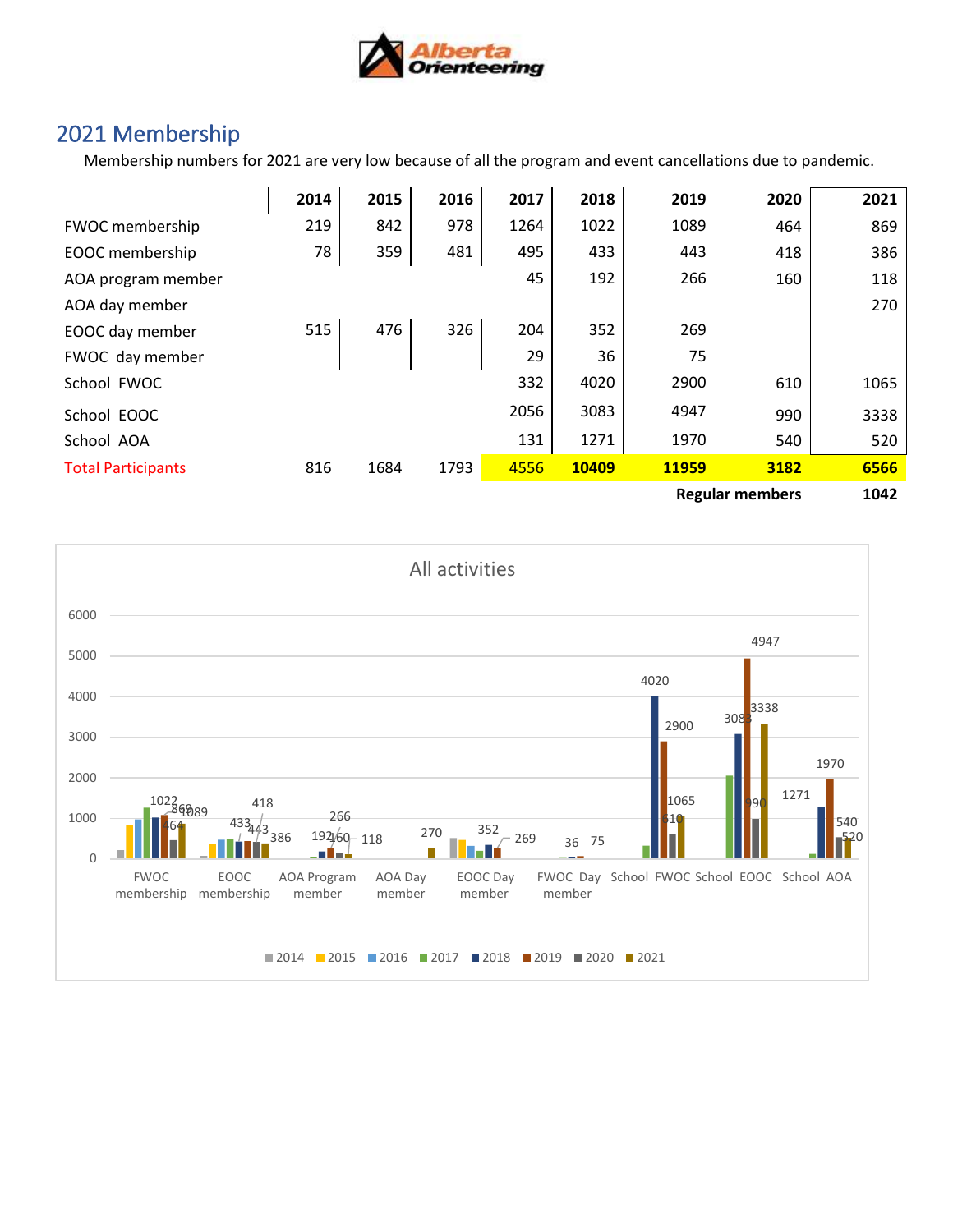# 2021 Membership

Membership numbers for 2021 are very low because of all the program and event cancellations due to pandemic.

| | 2014 | 2015 | 2016 | 2017 | 2018 | 2019 | 2020 | 2021 |
|---|---|---|---|---|---|---|---|---|
| FWOC membership | 219 | 842 | 978 | 1264 | 1022 | 1089 | 464 | 869 |
| EOOC membership | 78 | 359 | 481 | 495 | 433 | 443 | 418 | 386 |
| AOA program member | | | | 45 | 192 | 266 | 160 | 118 |
| AOA day member | | | | | | | | 270 |
| EOOC day member | 515 | 476 | 326 | 204 | 352 | 269 | | |
| FWOC day member | | | | 29 | 36 | 75 | | |
| School FWOC | | | | 332 | 4020 | 2900 | 610 | 1065 |
| School EOOC | | | | 2056 | 3083 | 4947 | 990 | 3338 |
| School AOA | | | | 131 | 1271 | 1970 | 540 | 520 |
| Total Participants | 816 | 1684 | 1793 | 4556 | **10409** | **11959** | **3182** | **6566** |
| | | | | | | | **Regular members** | **1042** |

All activities

6000
5000
4000
3000
2000
1000
0

1022 869 1089 464 | 433 418 443 386 | 266 192 160 118 | 270 | 352 269 | 36 75 | 4020 2900 1065 610 | 4947 3083 3338 990 | 1970 1271 540 520

FWOC membership | EOOC membership | AOA Program member | AOA Day member | EOOC Day member | FWOC Day member | School FWOC | School EOOC | School AOA

2014 2015 2016 2017 2018 2019 2020 2021